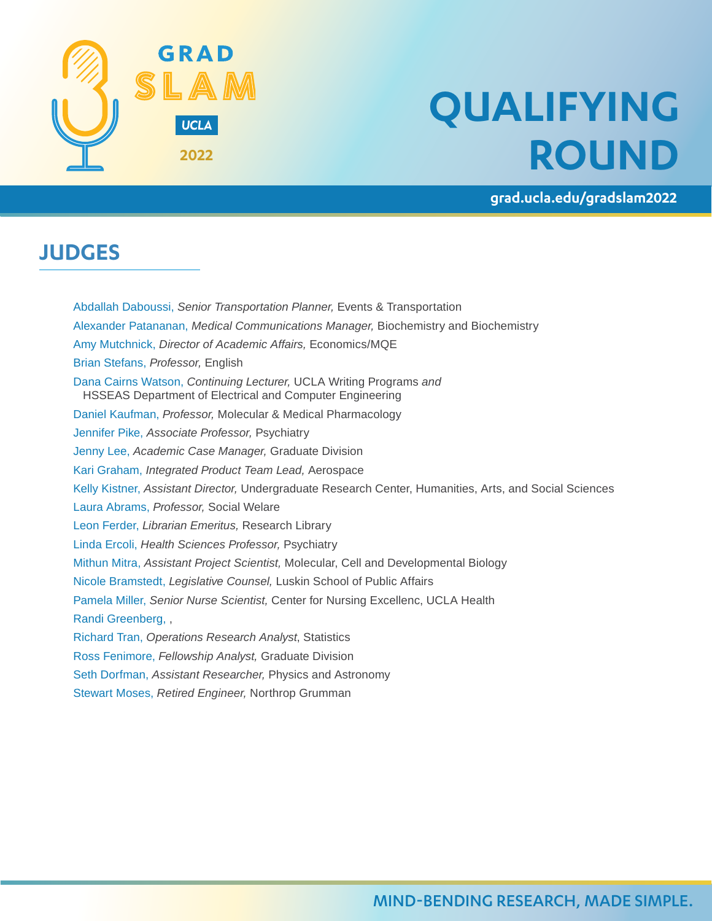GRAD SLAM UCLA 2022

# QUALIFYING ROUND

grad.ucla.edu/gradslam2022

## JUDGES

- Abdallah Daboussi, *Senior Transportation Planner,* Events & Transportation
- Alexander Patananan, *Medical Communications Manager,* Biochemistry and Biochemistry
- Amy Mutchnick, *Director of Academic Affairs,* Economics/MQE
- Brian Stefans, *Professor,* English
- Dana Cairns Watson, *Continuing Lecturer,* UCLA Writing Programs *and* HSSEAS Department of Electrical and Computer Engineering
- Daniel Kaufman, *Professor,* Molecular & Medical Pharmacology
- Jennifer Pike, *Associate Professor,* Psychiatry
- Jenny Lee, *Academic Case Manager,* Graduate Division
- Kari Graham, *Integrated Product Team Lead,* Aerospace
- Kelly Kistner, *Assistant Director,* Undergraduate Research Center, Humanities, Arts, and Social Sciences
- Laura Abrams, *Professor,* Social Welare
- Leon Ferder, *Librarian Emeritus,* Research Library
- Linda Ercoli, *Health Sciences Professor,* Psychiatry
- Mithun Mitra, *Assistant Project Scientist,* Molecular, Cell and Developmental Biology
- Nicole Bramstedt, *Legislative Counsel,* Luskin School of Public Affairs
- Pamela Miller, *Senior Nurse Scientist,* Center for Nursing Excellenc, UCLA Health
- Randi Greenberg, ,
- Richard Tran, *Operations Research Analyst*, Statistics
- Ross Fenimore, *Fellowship Analyst,* Graduate Division
- Seth Dorfman, *Assistant Researcher,* Physics and Astronomy
- Stewart Moses, *Retired Engineer,* Northrop Grumman

MIND-BENDING RESEARCH, MADE SIMPLE.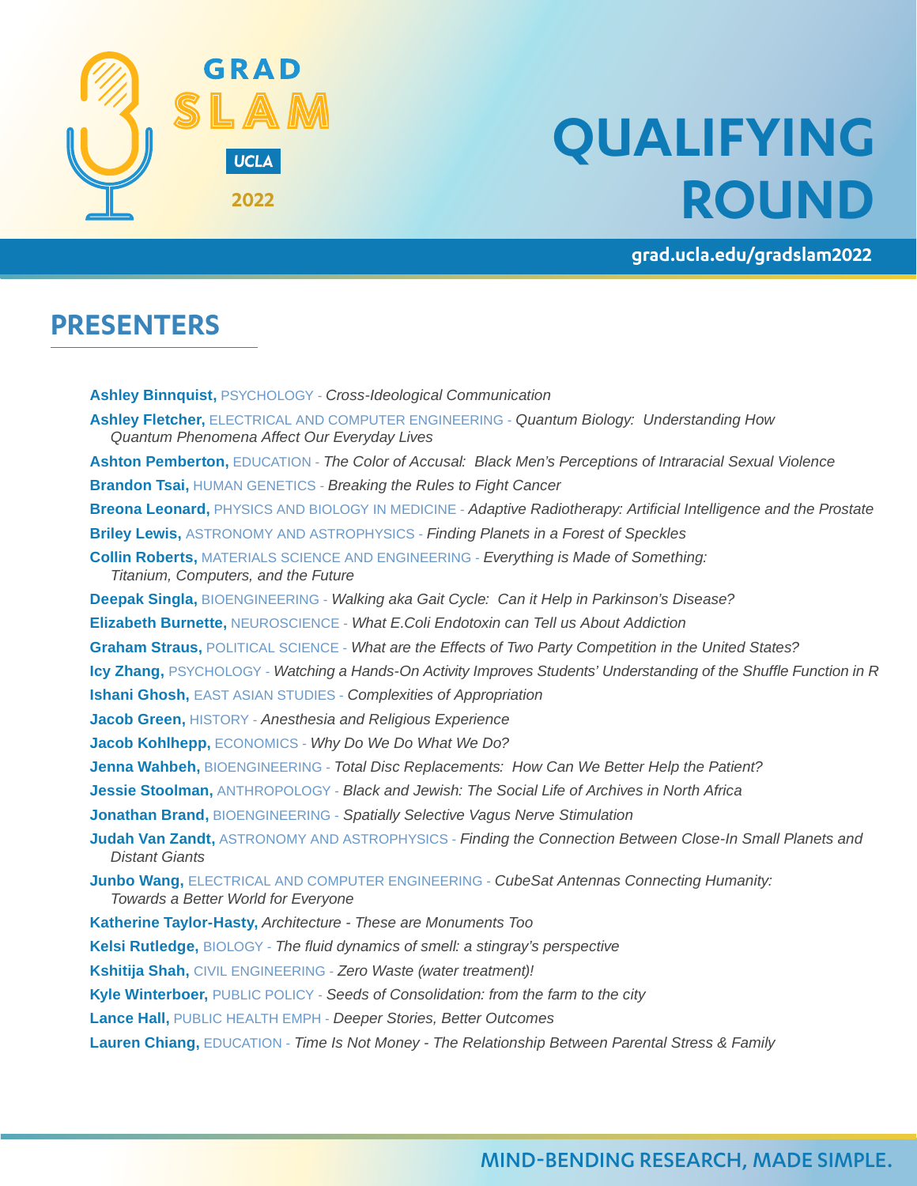GRAD SLAM UCLA 2022

# QUALIFYING ROUND

grad.ucla.edu/gradslam2022

## PRESENTERS

**Ashley Binnquist,** PSYCHOLOGY - *Cross-Ideological Communication*

**Ashley Fletcher,** ELECTRICAL AND COMPUTER ENGINEERING - *Quantum Biology: Understanding How Quantum Phenomena Affect Our Everyday Lives*

**Ashton Pemberton,** EDUCATION - *The Color of Accusal: Black Men's Perceptions of Intraracial Sexual Violence*

**Brandon Tsai,** HUMAN GENETICS - *Breaking the Rules to Fight Cancer*

**Breona Leonard,** PHYSICS AND BIOLOGY IN MEDICINE - *Adaptive Radiotherapy: Artificial Intelligence and the Prostate*

**Briley Lewis,** ASTRONOMY AND ASTROPHYSICS - *Finding Planets in a Forest of Speckles*

**Collin Roberts,** MATERIALS SCIENCE AND ENGINEERING - *Everything is Made of Something: Titanium, Computers, and the Future*

**Deepak Singla,** BIOENGINEERING - *Walking aka Gait Cycle: Can it Help in Parkinson's Disease?*

**Elizabeth Burnette,** NEUROSCIENCE - *What E.Coli Endotoxin can Tell us About Addiction*

**Graham Straus,** POLITICAL SCIENCE - *What are the Effects of Two Party Competition in the United States?*

**Icy Zhang,** PSYCHOLOGY - *Watching a Hands-On Activity Improves Students' Understanding of the Shuffle Function in R*

**Ishani Ghosh,** EAST ASIAN STUDIES - *Complexities of Appropriation*

**Jacob Green,** HISTORY - *Anesthesia and Religious Experience*

**Jacob Kohlhepp,** ECONOMICS - *Why Do We Do What We Do?*

**Jenna Wahbeh,** BIOENGINEERING - *Total Disc Replacements: How Can We Better Help the Patient?*

**Jessie Stoolman,** ANTHROPOLOGY - *Black and Jewish: The Social Life of Archives in North Africa*

**Jonathan Brand,** BIOENGINEERING - *Spatially Selective Vagus Nerve Stimulation*

**Judah Van Zandt,** ASTRONOMY AND ASTROPHYSICS - *Finding the Connection Between Close-In Small Planets and Distant Giants*

**Junbo Wang,** ELECTRICAL AND COMPUTER ENGINEERING - *CubeSat Antennas Connecting Humanity: Towards a Better World for Everyone*

**Katherine Taylor-Hasty,** *Architecture - These are Monuments Too*

**Kelsi Rutledge,** BIOLOGY - *The fluid dynamics of smell: a stingray's perspective*

**Kshitija Shah,** CIVIL ENGINEERING - *Zero Waste (water treatment)!*

**Kyle Winterboer,** PUBLIC POLICY - *Seeds of Consolidation: from the farm to the city*

**Lance Hall,** PUBLIC HEALTH EMPH - *Deeper Stories, Better Outcomes*

**Lauren Chiang,** EDUCATION - *Time Is Not Money - The Relationship Between Parental Stress & Family*

MIND-BENDING RESEARCH, MADE SIMPLE.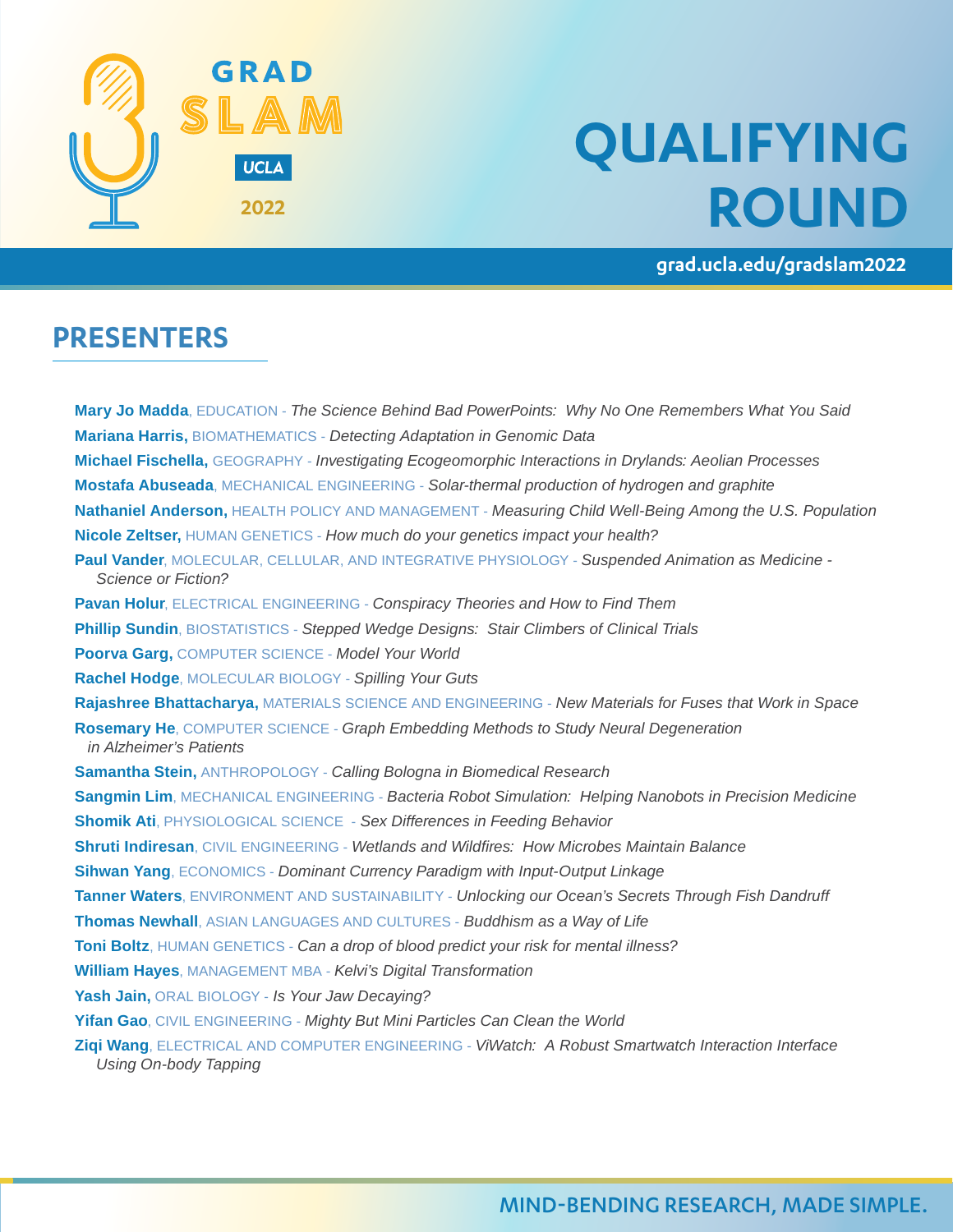GRAD SLAM UCLA 2022

# QUALIFYING ROUND

grad.ucla.edu/gradslam2022

## PRESENTERS

**Mary Jo Madda**, EDUCATION - *The Science Behind Bad PowerPoints: Why No One Remembers What You Said*

**Mariana Harris,** BIOMATHEMATICS - *Detecting Adaptation in Genomic Data*

**Michael Fischella,** GEOGRAPHY - *Investigating Ecogeomorphic Interactions in Drylands: Aeolian Processes*

**Mostafa Abuseada**, MECHANICAL ENGINEERING - *Solar-thermal production of hydrogen and graphite*

**Nathaniel Anderson,** HEALTH POLICY AND MANAGEMENT - *Measuring Child Well-Being Among the U.S. Population*

**Nicole Zeltser,** HUMAN GENETICS - *How much do your genetics impact your health?*

**Paul Vander**, MOLECULAR, CELLULAR, AND INTEGRATIVE PHYSIOLOGY - *Suspended Animation as Medicine - Science or Fiction?*

**Pavan Holur**, ELECTRICAL ENGINEERING - *Conspiracy Theories and How to Find Them*

**Phillip Sundin**, BIOSTATISTICS - *Stepped Wedge Designs: Stair Climbers of Clinical Trials*

**Poorva Garg,** COMPUTER SCIENCE - *Model Your World*

**Rachel Hodge**, MOLECULAR BIOLOGY - *Spilling Your Guts*

**Rajashree Bhattacharya,** MATERIALS SCIENCE AND ENGINEERING - *New Materials for Fuses that Work in Space*

**Rosemary He**, COMPUTER SCIENCE - *Graph Embedding Methods to Study Neural Degeneration in Alzheimer's Patients*

**Samantha Stein,** ANTHROPOLOGY - *Calling Bologna in Biomedical Research*

**Sangmin Lim**, MECHANICAL ENGINEERING - *Bacteria Robot Simulation: Helping Nanobots in Precision Medicine*

**Shomik Ati**, PHYSIOLOGICAL SCIENCE - *Sex Differences in Feeding Behavior*

**Shruti Indiresan**, CIVIL ENGINEERING - *Wetlands and Wildfires: How Microbes Maintain Balance*

**Sihwan Yang**, ECONOMICS - *Dominant Currency Paradigm with Input-Output Linkage*

**Tanner Waters**, ENVIRONMENT AND SUSTAINABILITY - *Unlocking our Ocean's Secrets Through Fish Dandruff*

**Thomas Newhall**, ASIAN LANGUAGES AND CULTURES - *Buddhism as a Way of Life*

**Toni Boltz**, HUMAN GENETICS - *Can a drop of blood predict your risk for mental illness?*

**William Hayes**, MANAGEMENT MBA - *Kelvi's Digital Transformation*

**Yash Jain,** ORAL BIOLOGY - *Is Your Jaw Decaying?*

**Yifan Gao**, CIVIL ENGINEERING - *Mighty But Mini Particles Can Clean the World*

**Ziqi Wang**, ELECTRICAL AND COMPUTER ENGINEERING - *ViWatch: A Robust Smartwatch Interaction Interface Using On-body Tapping*

MIND-BENDING RESEARCH, MADE SIMPLE.